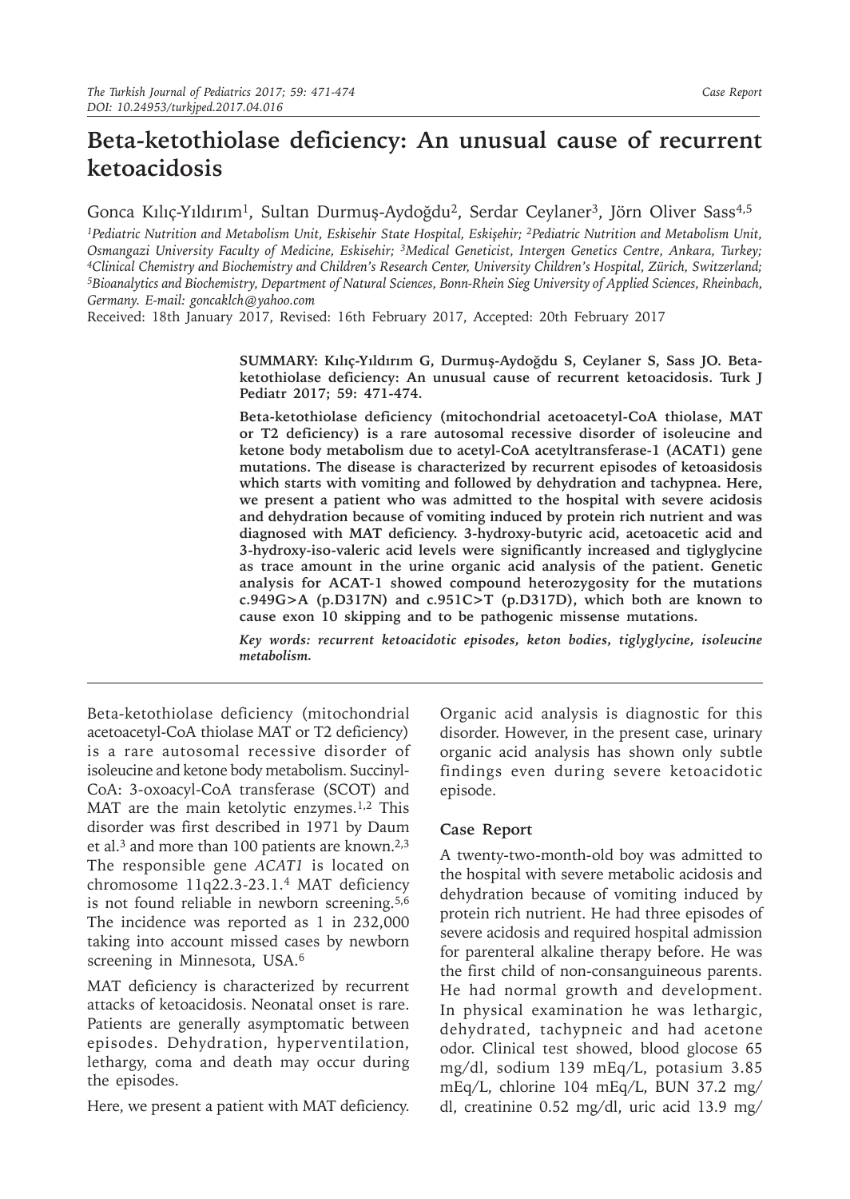# Beta-ketothiolase deficiency: An unusual cause of recurrent ketoacidosis

Gonca Kılıç-Yıldırım[1], Sultan Durmuş-Aydoğdu[2], Serdar Ceylaner[3], Jörn Oliver Sass[4,5]

[1]Pediatric Nutrition and Metabolism Unit, Eskisehir State Hospital, Eskişehir; [2]Pediatric Nutrition and Metabolism Unit, Osmangazi University Faculty of Medicine, Eskisehir; [3]Medical Geneticist, Intergen Genetics Centre, Ankara, Turkey; [4]Clinical Chemistry and Biochemistry and Children's Research Center, University Children's Hospital, Zürich, Switzerland; [5]Bioanalytics and Biochemistry, Department of Natural Sciences, Bonn-Rhein Sieg University of Applied Sciences, Rheinbach, Germany. E-mail: goncaklch@yahoo.com

Received: 18th January 2017, Revised: 16th February 2017, Accepted: 20th February 2017

**SUMMARY: Kılıç-Yıldırım G, Durmuş-Aydoğdu S, Ceylaner S, Sass JO. Beta-ketothiolase deficiency: An unusual cause of recurrent ketoacidosis. Turk J Pediatr 2017; 59: 471-474.**

**Beta-ketothiolase deficiency (mitochondrial acetoacetyl-CoA thiolase, MAT or T2 deficiency) is a rare autosomal recessive disorder of isoleucine and ketone body metabolism due to acetyl-CoA acetyltransferase-1 (ACAT1) gene mutations. The disease is characterized by recurrent episodes of ketoasidosis which starts with vomiting and followed by dehydration and tachypnea. Here, we present a patient who was admitted to the hospital with severe acidosis and dehydration because of vomiting induced by protein rich nutrient and was diagnosed with MAT deficiency. 3-hydroxy-butyric acid, acetoacetic acid and 3-hydroxy-iso-valeric acid levels were significantly increased and tiglyglycine as trace amount in the urine organic acid analysis of the patient. Genetic analysis for ACAT-1 showed compound heterozygosity for the mutations c.949G>A (p.D317N) and c.951C>T (p.D317D), which both are known to cause exon 10 skipping and to be pathogenic missense mutations.**

***Key words: recurrent ketoacidotic episodes, keton bodies, tiglyglycine, isoleucine metabolism.***

Beta-ketothiolase deficiency (mitochondrial acetoacetyl-CoA thiolase MAT or T2 deficiency) is a rare autosomal recessive disorder of isoleucine and ketone body metabolism. Succinyl-CoA: 3-oxoacyl-CoA transferase (SCOT) and MAT are the main ketolytic enzymes.[1,2] This disorder was first described in 1971 by Daum et al.[3] and more than 100 patients are known.[2,3] The responsible gene *ACAT1* is located on chromosome 11q22.3-23.1.[4] MAT deficiency is not found reliable in newborn screening.[5,6] The incidence was reported as 1 in 232,000 taking into account missed cases by newborn screening in Minnesota, USA.[6]

MAT deficiency is characterized by recurrent attacks of ketoacidosis. Neonatal onset is rare. Patients are generally asymptomatic between episodes. Dehydration, hyperventilation, lethargy, coma and death may occur during the episodes.

Here, we present a patient with MAT deficiency. Organic acid analysis is diagnostic for this disorder. However, in the present case, urinary organic acid analysis has shown only subtle findings even during severe ketoacidotic episode.

## Case Report

A twenty-two-month-old boy was admitted to the hospital with severe metabolic acidosis and dehydration because of vomiting induced by protein rich nutrient. He had three episodes of severe acidosis and required hospital admission for parenteral alkaline therapy before. He was the first child of non-consanguineous parents. He had normal growth and development. In physical examination he was lethargic, dehydrated, tachypneic and had acetone odor. Clinical test showed, blood glocose 65 mg/dl, sodium 139 mEq/L, potasium 3.85 mEq/L, chlorine 104 mEq/L, BUN 37.2 mg/dl, creatinine 0.52 mg/dl, uric acid 13.9 mg/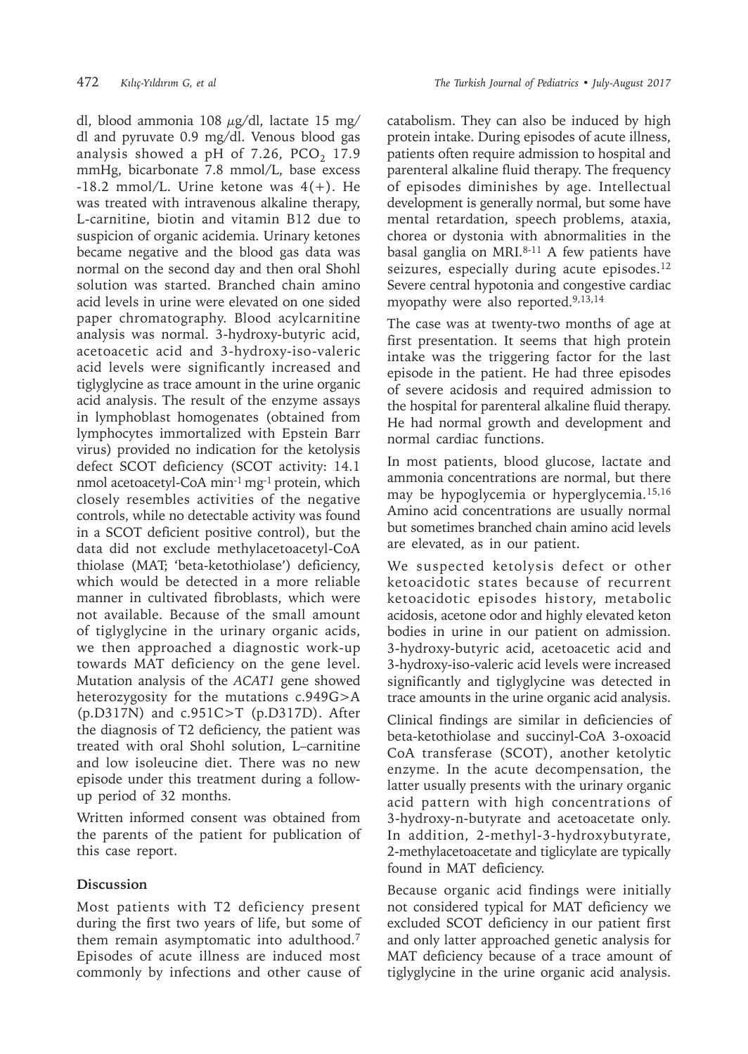dl, blood ammonia 108 $\mu$g/dl, lactate 15 mg/dl and pyruvate 0.9 mg/dl. Venous blood gas analysis showed a pH of 7.26, $PCO_2$ 17.9 mmHg, bicarbonate 7.8 mmol/L, base excess -18.2 mmol/L. Urine ketone was 4(+). He was treated with intravenous alkaline therapy, L-carnitine, biotin and vitamin B12 due to suspicion of organic acidemia. Urinary ketones became negative and the blood gas data was normal on the second day and then oral Shohl solution was started. Branched chain amino acid levels in urine were elevated on one sided paper chromatography. Blood acylcarnitine analysis was normal. 3-hydroxy-butyric acid, acetoacetic acid and 3-hydroxy-iso-valeric acid levels were significantly increased and tiglyglycine as trace amount in the urine organic acid analysis. The result of the enzyme assays in lymphoblast homogenates (obtained from lymphocytes immortalized with Epstein Barr virus) provided no indication for the ketolysis defect SCOT deficiency (SCOT activity: 14.1 nmol acetoacetyl-CoA $min^{-1}$ $mg^{-1}$ protein, which closely resembles activities of the negative controls, while no detectable activity was found in a SCOT deficient positive control), but the data did not exclude methylacetoacetyl-CoA thiolase (MAT; 'beta-ketothiolase') deficiency, which would be detected in a more reliable manner in cultivated fibroblasts, which were not available. Because of the small amount of tiglyglycine in the urinary organic acids, we then approached a diagnostic work-up towards MAT deficiency on the gene level. Mutation analysis of the *ACAT1* gene showed heterozygosity for the mutations c.949G>A (p.D317N) and c.951C>T (p.D317D). After the diagnosis of T2 deficiency, the patient was treated with oral Shohl solution, L–carnitine and low isoleucine diet. There was no new episode under this treatment during a follow-up period of 32 months.

Written informed consent was obtained from the parents of the patient for publication of this case report.

## Discussion

Most patients with T2 deficiency present during the first two years of life, but some of them remain asymptomatic into adulthood.[7] Episodes of acute illness are induced most commonly by infections and other cause of catabolism. They can also be induced by high protein intake. During episodes of acute illness, patients often require admission to hospital and parenteral alkaline fluid therapy. The frequency of episodes diminishes by age. Intellectual development is generally normal, but some have mental retardation, speech problems, ataxia, chorea or dystonia with abnormalities in the basal ganglia on MRI.[8-11] A few patients have seizures, especially during acute episodes.[12] Severe central hypotonia and congestive cardiac myopathy were also reported.[9,13,14]

The case was at twenty-two months of age at first presentation. It seems that high protein intake was the triggering factor for the last episode in the patient. He had three episodes of severe acidosis and required admission to the hospital for parenteral alkaline fluid therapy. He had normal growth and development and normal cardiac functions.

In most patients, blood glucose, lactate and ammonia concentrations are normal, but there may be hypoglycemia or hyperglycemia.[15,16] Amino acid concentrations are usually normal but sometimes branched chain amino acid levels are elevated, as in our patient.

We suspected ketolysis defect or other ketoacidotic states because of recurrent ketoacidotic episodes history, metabolic acidosis, acetone odor and highly elevated keton bodies in urine in our patient on admission. 3-hydroxy-butyric acid, acetoacetic acid and 3-hydroxy-iso-valeric acid levels were increased significantly and tiglyglycine was detected in trace amounts in the urine organic acid analysis.

Clinical findings are similar in deficiencies of beta-ketothiolase and succinyl-CoA 3-oxoacid CoA transferase (SCOT), another ketolytic enzyme. In the acute decompensation, the latter usually presents with the urinary organic acid pattern with high concentrations of 3-hydroxy-n-butyrate and acetoacetate only. In addition, 2-methyl-3-hydroxybutyrate, 2-methylacetoacetate and tiglicylate are typically found in MAT deficiency.

Because organic acid findings were initially not considered typical for MAT deficiency we excluded SCOT deficiency in our patient first and only latter approached genetic analysis for MAT deficiency because of a trace amount of tiglyglycine in the urine organic acid analysis.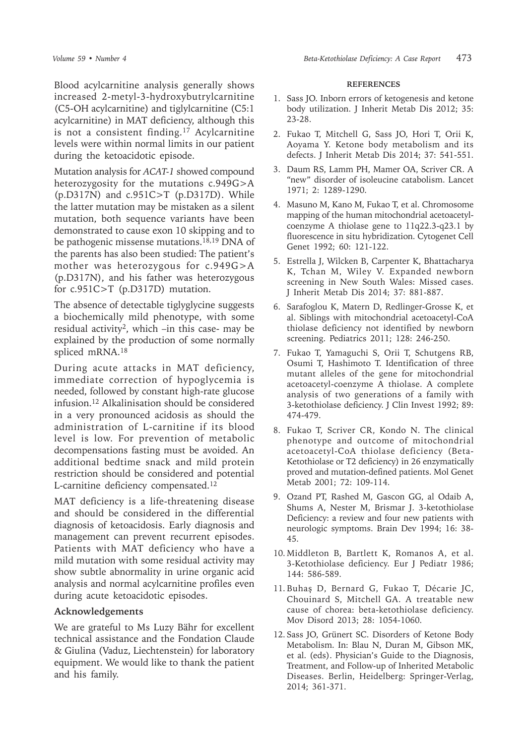Blood acylcarnitine analysis generally shows increased 2-metyl-3-hydroxybutrylcarnitine (C5-OH acylcarnitine) and tiglylcarnitine (C5:1 acylcarnitine) in MAT deficiency, although this is not a consistent finding.[17] Acylcarnitine levels were within normal limits in our patient during the ketoacidotic episode.

Mutation analysis for *ACAT-1* showed compound heterozygosity for the mutations c.949G>A (p.D317N) and c.951C>T (p.D317D). While the latter mutation may be mistaken as a silent mutation, both sequence variants have been demonstrated to cause exon 10 skipping and to be pathogenic missense mutations.[18,19] DNA of the parents has also been studied: The patient's mother was heterozygous for c.949G>A (p.D317N), and his father was heterozygous for c.951C>T (p.D317D) mutation.

The absence of detectable tiglyglycine suggests a biochemically mild phenotype, with some residual activity[2], which –in this case- may be explained by the production of some normally spliced mRNA.[18]

During acute attacks in MAT deficiency, immediate correction of hypoglycemia is needed, followed by constant high-rate glucose infusion.[12] Alkalinisation should be considered in a very pronounced acidosis as should the administration of L-carnitine if its blood level is low. For prevention of metabolic decompensations fasting must be avoided. An additional bedtime snack and mild protein restriction should be considered and potential L-carnitine deficiency compensated.[12]

MAT deficiency is a life-threatening disease and should be considered in the differential diagnosis of ketoacidosis. Early diagnosis and management can prevent recurrent episodes. Patients with MAT deficiency who have a mild mutation with some residual activity may show subtle abnormality in urine organic acid analysis and normal acylcarnitine profiles even during acute ketoacidotic episodes.

## Acknowledgements

We are grateful to Ms Luzy Bähr for excellent technical assistance and the Fondation Claude & Giulina (Vaduz, Liechtenstein) for laboratory equipment. We would like to thank the patient and his family.

## REFERENCES

1. Sass JO. Inborn errors of ketogenesis and ketone body utilization. J Inherit Metab Dis 2012; 35: 23-28.
2. Fukao T, Mitchell G, Sass JO, Hori T, Orii K, Aoyama Y. Ketone body metabolism and its defects. J Inherit Metab Dis 2014; 37: 541-551.
3. Daum RS, Lamm PH, Mamer OA, Scriver CR. A "new" disorder of isoleucine catabolism. Lancet 1971; 2: 1289-1290.
4. Masuno M, Kano M, Fukao T, et al. Chromosome mapping of the human mitochondrial acetoacetyl-coenzyme A thiolase gene to 11q22.3-q23.1 by fluorescence in situ hybridization. Cytogenet Cell Genet 1992; 60: 121-122.
5. Estrella J, Wilcken B, Carpenter K, Bhattacharya K, Tchan M, Wiley V. Expanded newborn screening in New South Wales: Missed cases. J Inherit Metab Dis 2014; 37: 881-887.
6. Sarafoglou K, Matern D, Redlinger-Grosse K, et al. Siblings with mitochondrial acetoacetyl-CoA thiolase deficiency not identified by newborn screening. Pediatrics 2011; 128: 246-250.
7. Fukao T, Yamaguchi S, Orii T, Schutgens RB, Osumi T, Hashimoto T. Identification of three mutant alleles of the gene for mitochondrial acetoacetyl-coenzyme A thiolase. A complete analysis of two generations of a family with 3-ketothiolase deficiency. J Clin Invest 1992; 89: 474-479.
8. Fukao T, Scriver CR, Kondo N. The clinical phenotype and outcome of mitochondrial acetoacetyl-CoA thiolase deficiency (Beta-Ketothiolase or T2 deficiency) in 26 enzymatically proved and mutation-defined patients. Mol Genet Metab 2001; 72: 109-114.
9. Ozand PT, Rashed M, Gascon GG, al Odaib A, Shums A, Nester M, Brismar J. 3-ketothiolase Deficiency: a review and four new patients with neurologic symptoms. Brain Dev 1994; 16: 38-45.
10. Middleton B, Bartlett K, Romanos A, et al. 3-Ketothiolase deficiency. Eur J Pediatr 1986; 144: 586-589.
11. Buhaş D, Bernard G, Fukao T, Décarie JC, Chouinard S, Mitchell GA. A treatable new cause of chorea: beta-ketothiolase deficiency. Mov Disord 2013; 28: 1054-1060.
12. Sass JO, Grünert SC. Disorders of Ketone Body Metabolism. In: Blau N, Duran M, Gibson MK, et al. (eds). Physician's Guide to the Diagnosis, Treatment, and Follow-up of Inherited Metabolic Diseases. Berlin, Heidelberg: Springer-Verlag, 2014; 361-371.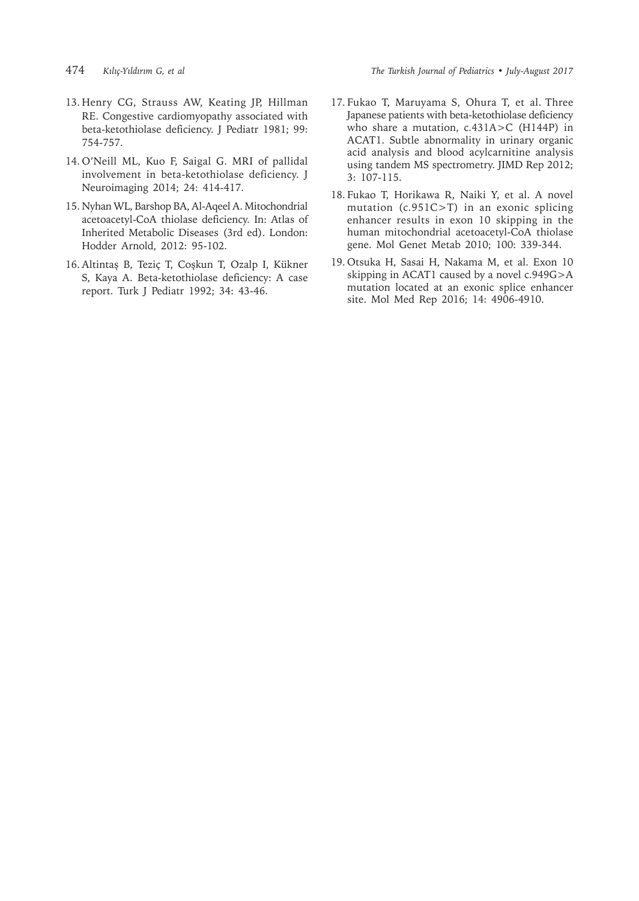13. Henry CG, Strauss AW, Keating JP, Hillman RE. Congestive cardiomyopathy associated with beta-ketothiolase deficiency. J Pediatr 1981; 99: 754-757.

14. O'Neill ML, Kuo F, Saigal G. MRI of pallidal involvement in beta-ketothiolase deficiency. J Neuroimaging 2014; 24: 414-417.

15. Nyhan WL, Barshop BA, Al-Aqeel A. Mitochondrial acetoacetyl-CoA thiolase deficiency. In: Atlas of Inherited Metabolic Diseases (3rd ed). London: Hodder Arnold, 2012: 95-102.

16. Altintaş B, Teziç T, Coşkun T, Ozalp I, Kükner S, Kaya A. Beta-ketothiolase deficiency: A case report. Turk J Pediatr 1992; 34: 43-46.

17. Fukao T, Maruyama S, Ohura T, et al. Three Japanese patients with beta-ketothiolase deficiency who share a mutation, c.431A>C (H144P) in ACAT1. Subtle abnormality in urinary organic acid analysis and blood acylcarnitine analysis using tandem MS spectrometry. JIMD Rep 2012; 3: 107-115.

18. Fukao T, Horikawa R, Naiki Y, et al. A novel mutation (c.951C>T) in an exonic splicing enhancer results in exon 10 skipping in the human mitochondrial acetoacetyl-CoA thiolase gene. Mol Genet Metab 2010; 100: 339-344.

19. Otsuka H, Sasai H, Nakama M, et al. Exon 10 skipping in ACAT1 caused by a novel c.949G>A mutation located at an exonic splice enhancer site. Mol Med Rep 2016; 14: 4906-4910.